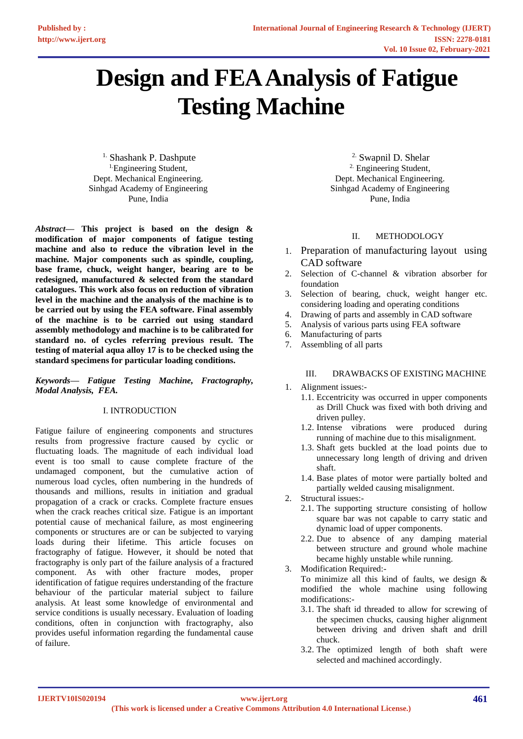# Design and FEA Analysis of Fatigue Testing Machine

[1] Shashank P. Dashpute
[1] Engineering Student,
Dept. Mechanical Engineering.
Sinhgad Academy of Engineering
Pune, India

[2] Swapnil D. Shelar
[2] Engineering Student,
Dept. Mechanical Engineering.
Sinhgad Academy of Engineering
Pune, India

***Abstract*— This project is based on the design & modification of major components of fatigue testing machine and also to reduce the vibration level in the machine. Major components such as spindle, coupling, base frame, chuck, weight hanger, bearing are to be redesigned, manufactured & selected from the standard catalogues. This work also focus on reduction of vibration level in the machine and the analysis of the machine is to be carried out by using the FEA software. Final assembly of the machine is to be carried out using standard assembly methodology and machine is to be calibrated for standard no. of cycles referring previous result. The testing of material aqua alloy 17 is to be checked using the standard specimens for particular loading conditions.**

***Keywords*— Fatigue Testing Machine, Fractography, Modal Analysis, FEA.**

## I. INTRODUCTION

Fatigue failure of engineering components and structures results from progressive fracture caused by cyclic or fluctuating loads. The magnitude of each individual load event is too small to cause complete fracture of the undamaged component, but the cumulative action of numerous load cycles, often numbering in the hundreds of thousands and millions, results in initiation and gradual propagation of a crack or cracks. Complete fracture ensues when the crack reaches critical size. Fatigue is an important potential cause of mechanical failure, as most engineering components or structures are or can be subjected to varying loads during their lifetime. This article focuses on fractography of fatigue. However, it should be noted that fractography is only part of the failure analysis of a fractured component. As with other fracture modes, proper identification of fatigue requires understanding of the fracture behaviour of the particular material subject to failure analysis. At least some knowledge of environmental and service conditions is usually necessary. Evaluation of loading conditions, often in conjunction with fractography, also provides useful information regarding the fundamental cause of failure.

## II. METHODOLOGY

1. Preparation of manufacturing layout using CAD software
2. Selection of C-channel & vibration absorber for foundation
3. Selection of bearing, chuck, weight hanger etc. considering loading and operating conditions
4. Drawing of parts and assembly in CAD software
5. Analysis of various parts using FEA software
6. Manufacturing of parts
7. Assembling of all parts

## III. DRAWBACKS OF EXISTING MACHINE

1. Alignment issues:-
   - 1.1. Eccentricity was occurred in upper components as Drill Chuck was fixed with both driving and driven pulley.
   - 1.2. Intense vibrations were produced during running of machine due to this misalignment.
   - 1.3. Shaft gets buckled at the load points due to unnecessary long length of driving and driven shaft.
   - 1.4. Base plates of motor were partially bolted and partially welded causing misalignment.
2. Structural issues:-
   - 2.1. The supporting structure consisting of hollow square bar was not capable to carry static and dynamic load of upper components.
   - 2.2. Due to absence of any damping material between structure and ground whole machine became highly unstable while running.
3. Modification Required:-

   To minimize all this kind of faults, we design & modified the whole machine using following modifications:-
   - 3.1. The shaft id threaded to allow for screwing of the specimen chucks, causing higher alignment between driving and driven shaft and drill chuck.
   - 3.2. The optimized length of both shaft were selected and machined accordingly.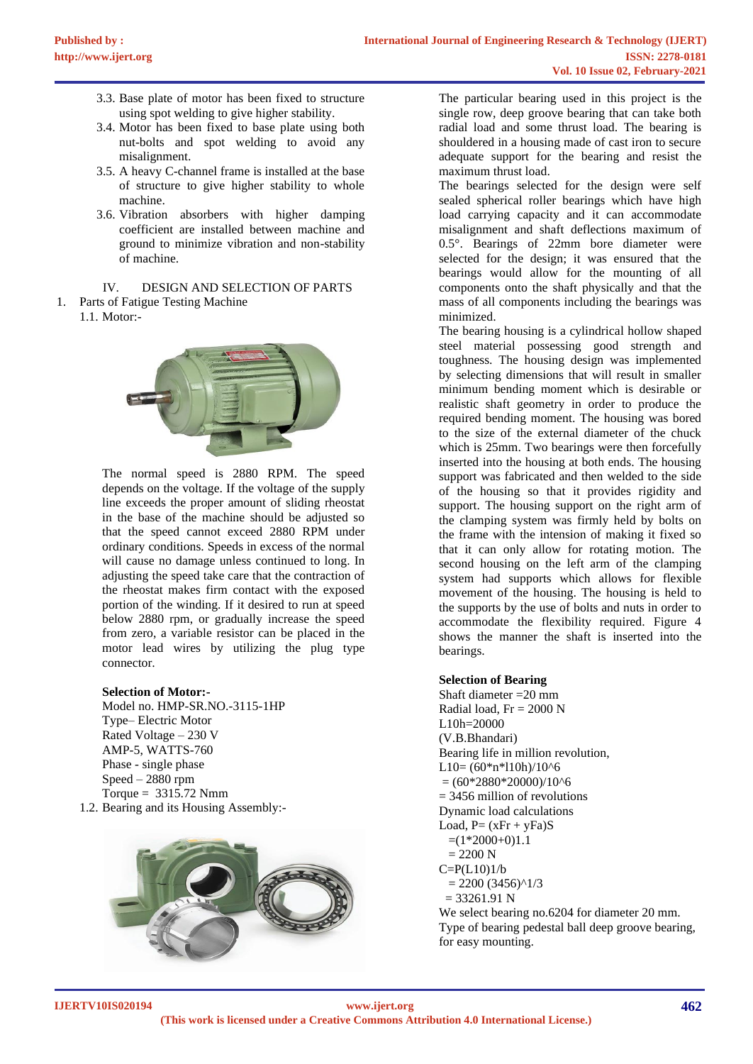3.3. Base plate of motor has been fixed to structure using spot welding to give higher stability.

3.4. Motor has been fixed to base plate using both nut-bolts and spot welding to avoid any misalignment.

3.5. A heavy C-channel frame is installed at the base of structure to give higher stability to whole machine.

3.6. Vibration absorbers with higher damping coefficient are installed between machine and ground to minimize vibration and non-stability of machine.

## IV. DESIGN AND SELECTION OF PARTS

1. Parts of Fatigue Testing Machine

1.1. Motor:-

The normal speed is 2880 RPM. The speed depends on the voltage. If the voltage of the supply line exceeds the proper amount of sliding rheostat in the base of the machine should be adjusted so that the speed cannot exceed 2880 RPM under ordinary conditions. Speeds in excess of the normal will cause no damage unless continued to long. In adjusting the speed take care that the contraction of the rheostat makes firm contact with the exposed portion of the winding. If it desired to run at speed below 2880 rpm, or gradually increase the speed from zero, a variable resistor can be placed in the motor lead wires by utilizing the plug type connector.

**Selection of Motor:-**

Model no. HMP-SR.NO.-3115-1HP
Type– Electric Motor
Rated Voltage – 230 V
AMP-5, WATTS-760
Phase - single phase
Speed – 2880 rpm
Torque = 3315.72 Nmm

1.2. Bearing and its Housing Assembly:-

The particular bearing used in this project is the single row, deep groove bearing that can take both radial load and some thrust load. The bearing is shouldered in a housing made of cast iron to secure adequate support for the bearing and resist the maximum thrust load.

The bearings selected for the design were self sealed spherical roller bearings which have high load carrying capacity and it can accommodate misalignment and shaft deflections maximum of 0.5°. Bearings of 22mm bore diameter were selected for the design; it was ensured that the bearings would allow for the mounting of all components onto the shaft physically and that the mass of all components including the bearings was minimized.

The bearing housing is a cylindrical hollow shaped steel material possessing good strength and toughness. The housing design was implemented by selecting dimensions that will result in smaller minimum bending moment which is desirable or realistic shaft geometry in order to produce the required bending moment. The housing was bored to the size of the external diameter of the chuck which is 25mm. Two bearings were then forcefully inserted into the housing at both ends. The housing support was fabricated and then welded to the side of the housing so that it provides rigidity and support. The housing support on the right arm of the clamping system was firmly held by bolts on the frame with the intension of making it fixed so that it can only allow for rotating motion. The second housing on the left arm of the clamping system had supports which allows for flexible movement of the housing. The housing is held to the supports by the use of bolts and nuts in order to accommodate the flexibility required. Figure 4 shows the manner the shaft is inserted into the bearings.

**Selection of Bearing**

Shaft diameter =20 mm
Radial load, Fr = 2000 N
L10h=20000
(V.B.Bhandari)
Bearing life in million revolution,
L10= (60*n*l10h)/10^6
= (60*2880*20000)/10^6
= 3456 million of revolutions
Dynamic load calculations
Load, P= (xFr + yFa)S
=(1*2000+0)1.1
= 2200 N
C=P(L10)1/b
= 2200 (3456)^1/3
= 33261.91 N
We select bearing no.6204 for diameter 20 mm.
Type of bearing pedestal ball deep groove bearing, for easy mounting.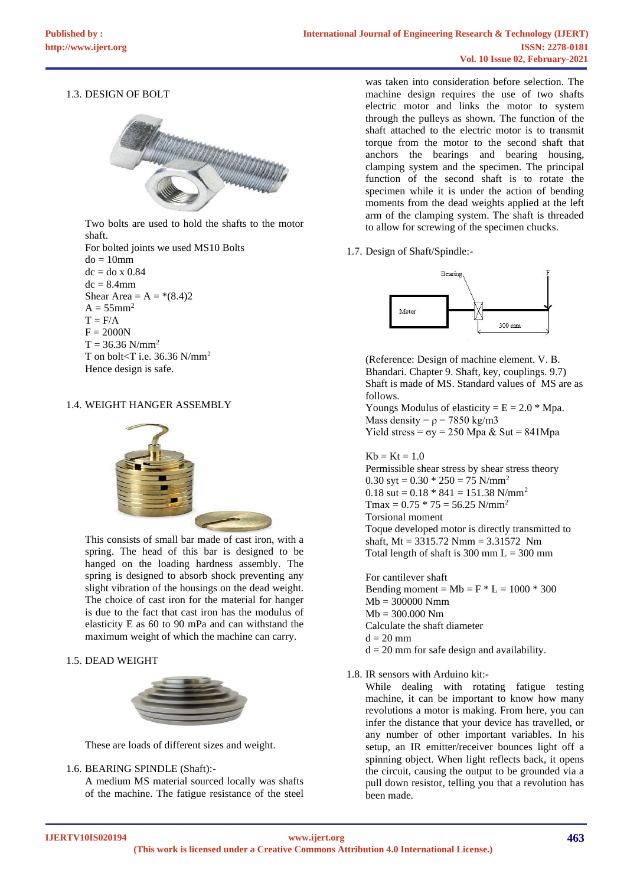1.3. DESIGN OF BOLT

Two bolts are used to hold the shafts to the motor shaft.

For bolted joints we used MS10 Bolts

do = 10mm

dc = do x 0.84

dc = 8.4mm

Shear Area = A = *(8.4)2

A = 55mm$^2$

T = F/A

F = 2000N

T = 36.36 N/mm$^2$

T on bolt<T i.e. 36.36 N/mm$^2$

Hence design is safe.

1.4. WEIGHT HANGER ASSEMBLY

This consists of small bar made of cast iron, with a spring. The head of this bar is designed to be hanged on the loading hardness assembly. The spring is designed to absorb shock preventing any slight vibration of the housings on the dead weight. The choice of cast iron for hanger is due to the fact that cast iron has the modulus of elasticity E as 60 to 90 mPa and can withstand the maximum weight of which the machine can carry.

1.5. DEAD WEIGHT

These are loads of different sizes and weight.

1.6. BEARING SPINDLE (Shaft):-

A medium MS material sourced locally was shafts of the machine. The fatigue resistance of the steel was taken into consideration before selection. The machine design requires the use of two shafts electric motor and links the motor to system through the pulleys as shown. The function of the shaft attached to the electric motor is to transmit torque from the motor to the second shaft that anchors the bearings and bearing housing, clamping system and the specimen. The principal function of the second shaft is to rotate the specimen while it is under the action of bending moments from the dead weights applied at the left arm of the clamping system. The shaft is threaded to allow for screwing of the specimen chucks.

1.7. Design of Shaft/Spindle:-

Bearing F Motor 300 mm

(Reference: Design of machine element. V. B. Bhandari. Chapter 9. Shaft, key, couplings. 9.7)

Shaft is made of MS. Standard values of MS are as follows.

Youngs Modulus of elasticity = E = 2.0 * Mpa.

Mass density = ρ = 7850 kg/m3

Yield stress = σy = 250 Mpa & Sut = 841Mpa

Kb = Kt = 1.0

Permissible shear stress by shear stress theory

0.30 syt = 0.30 * 250 = 75 N/mm$^2$

0.18 sut = 0.18 * 841 = 151.38 N/mm$^2$

Tmax = 0.75 * 75 = 56.25 N/mm$^2$

Torsional moment

Toque developed motor is directly transmitted to shaft, Mt = 3315.72 Nmm = 3.31572 Nm

Total length of shaft is 300 mm L = 300 mm

For cantilever shaft

Bending moment = Mb = F * L = 1000 * 300

Mb = 300000 Nmm

Mb = 300.000 Nm

Calculate the shaft diameter

d = 20 mm

d = 20 mm for safe design and availability.

1.8. IR sensors with Arduino kit:-

While dealing with rotating fatigue testing machine, it can be important to know how many revolutions a motor is making. From here, you can infer the distance that your device has travelled, or any number of other important variables. In his setup, an IR emitter/receiver bounces light off a spinning object. When light reflects back, it opens the circuit, causing the output to be grounded via a pull down resistor, telling you that a revolution has been made.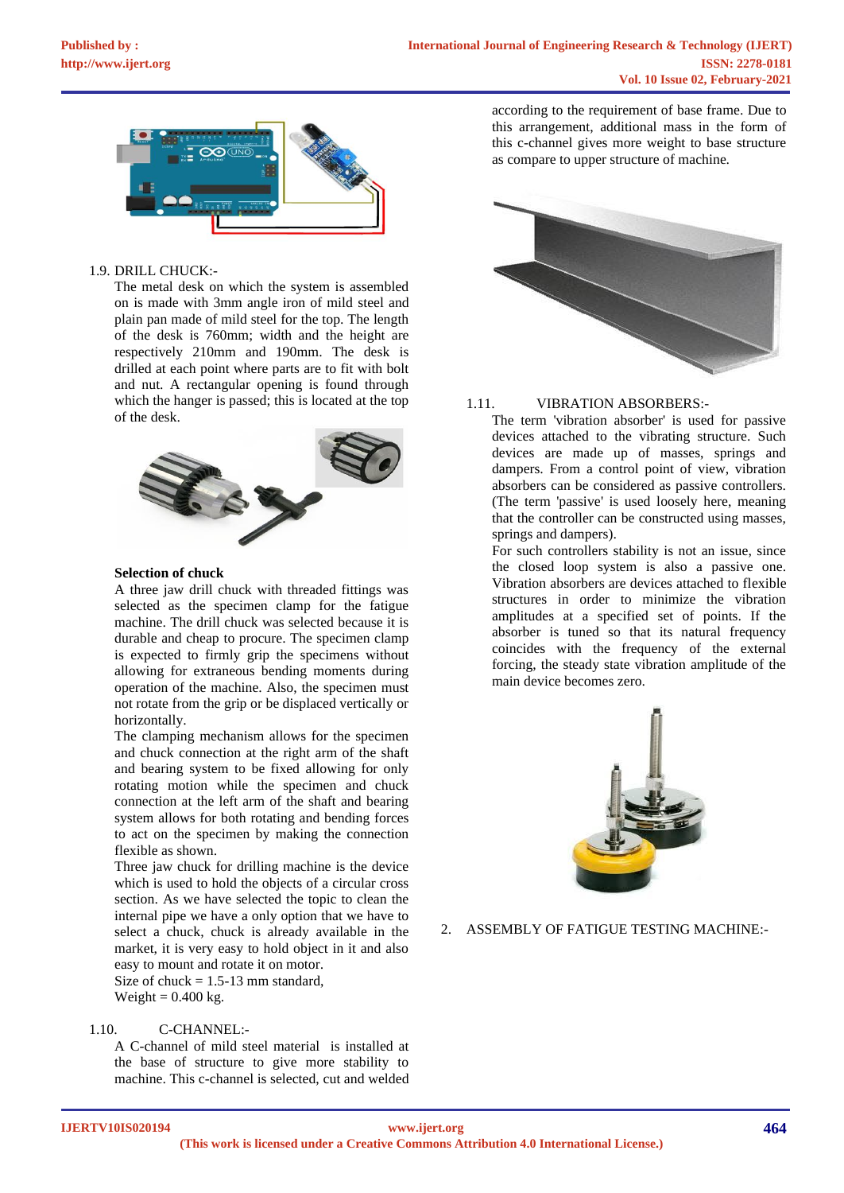1.9. DRILL CHUCK:-

The metal desk on which the system is assembled on is made with 3mm angle iron of mild steel and plain pan made of mild steel for the top. The length of the desk is 760mm; width and the height are respectively 210mm and 190mm. The desk is drilled at each point where parts are to fit with bolt and nut. A rectangular opening is found through which the hanger is passed; this is located at the top of the desk.

**Selection of chuck**

A three jaw drill chuck with threaded fittings was selected as the specimen clamp for the fatigue machine. The drill chuck was selected because it is durable and cheap to procure. The specimen clamp is expected to firmly grip the specimens without allowing for extraneous bending moments during operation of the machine. Also, the specimen must not rotate from the grip or be displaced vertically or horizontally.

The clamping mechanism allows for the specimen and chuck connection at the right arm of the shaft and bearing system to be fixed allowing for only rotating motion while the specimen and chuck connection at the left arm of the shaft and bearing system allows for both rotating and bending forces to act on the specimen by making the connection flexible as shown.

Three jaw chuck for drilling machine is the device which is used to hold the objects of a circular cross section. As we have selected the topic to clean the internal pipe we have a only option that we have to select a chuck, chuck is already available in the market, it is very easy to hold object in it and also easy to mount and rotate it on motor.

Size of chuck = 1.5-13 mm standard,

Weight = 0.400 kg.

1.10. C-CHANNEL:-

A C-channel of mild steel material is installed at the base of structure to give more stability to machine. This c-channel is selected, cut and welded according to the requirement of base frame. Due to this arrangement, additional mass in the form of this c-channel gives more weight to base structure as compare to upper structure of machine.

1.11. VIBRATION ABSORBERS:-

The term 'vibration absorber' is used for passive devices attached to the vibrating structure. Such devices are made up of masses, springs and dampers. From a control point of view, vibration absorbers can be considered as passive controllers. (The term 'passive' is used loosely here, meaning that the controller can be constructed using masses, springs and dampers).

For such controllers stability is not an issue, since the closed loop system is also a passive one. Vibration absorbers are devices attached to flexible structures in order to minimize the vibration amplitudes at a specified set of points. If the absorber is tuned so that its natural frequency coincides with the frequency of the external forcing, the steady state vibration amplitude of the main device becomes zero.

2. ASSEMBLY OF FATIGUE TESTING MACHINE:-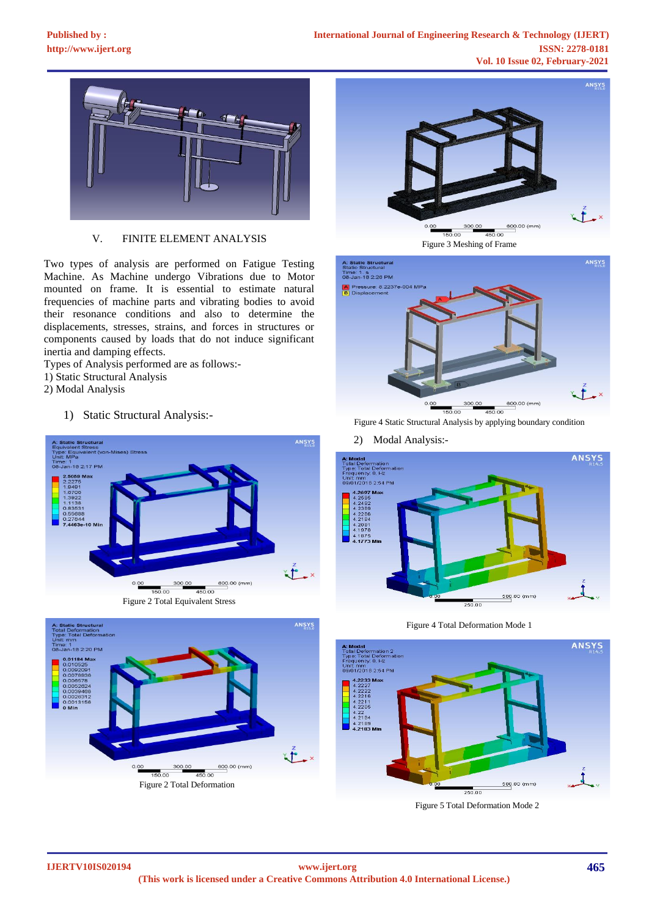## V. FINITE ELEMENT ANALYSIS

Two types of analysis are performed on Fatigue Testing Machine. As Machine undergo Vibrations due to Motor mounted on frame. It is essential to estimate natural frequencies of machine parts and vibrating bodies to avoid their resonance conditions and also to determine the displacements, stresses, strains, and forces in structures or components caused by loads that do not induce significant inertia and damping effects.

Types of Analysis performed are as follows:-

1) Static Structural Analysis

2) Modal Analysis

### 1) Static Structural Analysis:-

Figure 2 Total Equivalent Stress

Figure 2 Total Deformation

Figure 3 Meshing of Frame

Figure 4 Static Structural Analysis by applying boundary condition

### 2) Modal Analysis:-

Figure 4 Total Deformation Mode 1

Figure 5 Total Deformation Mode 2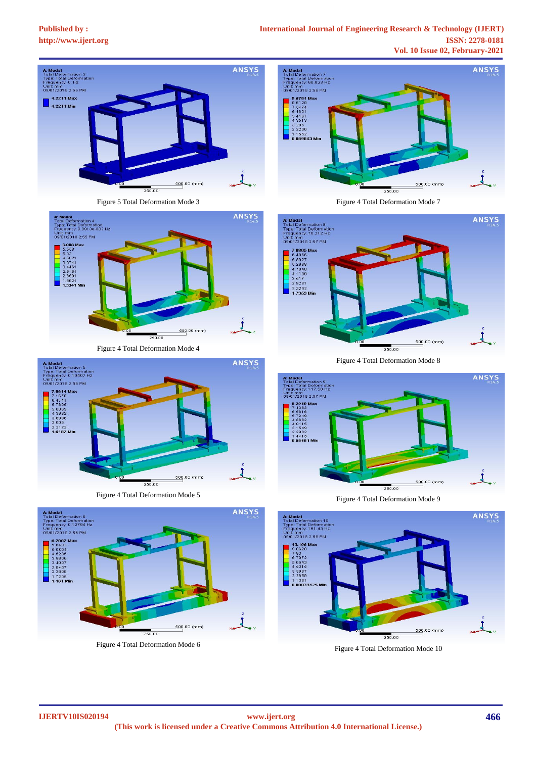Figure 5 Total Deformation Mode 3

Figure 4 Total Deformation Mode 4

Figure 4 Total Deformation Mode 5

Figure 4 Total Deformation Mode 6

Figure 4 Total Deformation Mode 7

Figure 4 Total Deformation Mode 8

Figure 4 Total Deformation Mode 9

Figure 4 Total Deformation Mode 10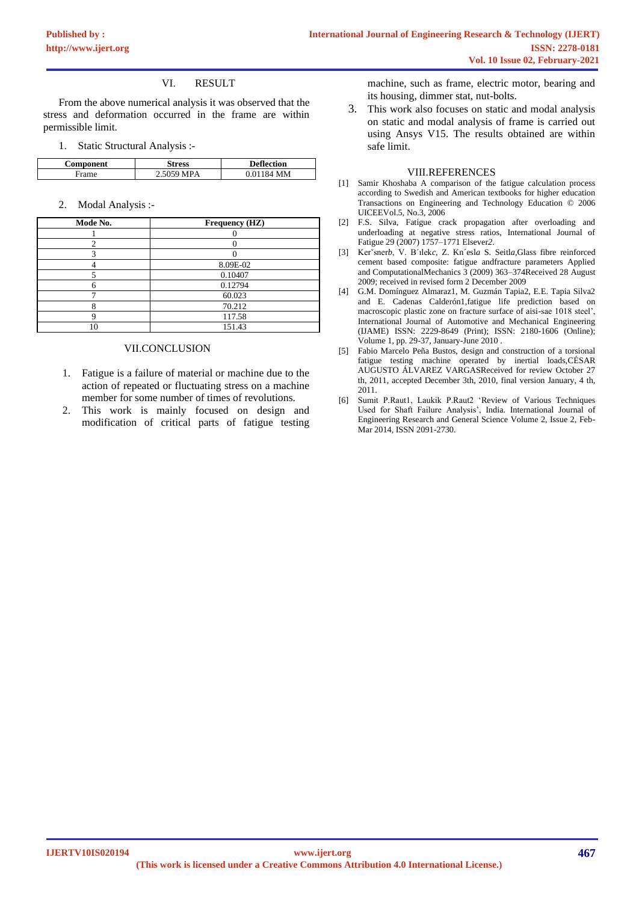## VI. RESULT

From the above numerical analysis it was observed that the stress and deformation occurred in the frame are within permissible limit.

1. Static Structural Analysis :-

| Component | Stress | Deflection |
|---|---|---|
| Frame | 2.5059 MPA | 0.01184 MM |

2. Modal Analysis :-

| Mode No. | Frequency (HZ) |
|---|---|
| 1 | 0 |
| 2 | 0 |
| 3 | 0 |
| 4 | 8.09E-02 |
| 5 | 0.10407 |
| 6 | 0.12794 |
| 7 | 60.023 |
| 8 | 70.212 |
| 9 | 117.58 |
| 10 | 151.43 |

## VII.CONCLUSION

1. Fatigue is a failure of material or machine due to the action of repeated or fluctuating stress on a machine member for some number of times of revolutions.
2. This work is mainly focused on design and modification of critical parts of fatigue testing machine, such as frame, electric motor, bearing and its housing, dimmer stat, nut-bolts.
3. This work also focuses on static and modal analysis on static and modal analysis of frame is carried out using Ansys V15. The results obtained are within safe limit.

## VIII.REFERENCES

[1] Samir Khoshaba A comparison of the fatigue calculation process according to Swedish and American textbooks for higher education Transactions on Engineering and Technology Education © 2006 UICEEVol.5, No.3, 2006

[2] F.S. Silva, Fatigue crack propagation after overloading and underloading at negative stress ratios, International Journal of Fatigue 29 (2007) 1757–1771 Elsever*2*.

[3] Ker˘sner*b*, V. B´ılek*c*, Z. Kn´esl*a* S. Seitl*a*,Glass fibre reinforced cement based composite: fatigue andfracture parameters Applied and ComputationalMechanics 3 (2009) 363–374Received 28 August 2009; received in revised form 2 December 2009

[4] G.M. Domínguez Almaraz1, M. Guzmán Tapia2, E.E. Tapia Silva2 and E. Cadenas Calderón1,fatigue life prediction based on macroscopic plastic zone on fracture surface of aisi-sae 1018 steel', International Journal of Automotive and Mechanical Engineering (IJAME) ISSN: 2229-8649 (Print); ISSN: 2180-1606 (Online); Volume 1, pp. 29-37, January-June 2010 .

[5] Fabio Marcelo Peña Bustos, design and construction of a torsional fatigue testing machine operated by inertial loads,CÉSAR AUGUSTO ÁLVAREZ VARGASReceived for review October 27 th, 2011, accepted December 3th, 2010, final version January, 4 th, 2011.

[6] Sumit P.Raut1, Laukik P.Raut2 'Review of Various Techniques Used for Shaft Failure Analysis', India. International Journal of Engineering Research and General Science Volume 2, Issue 2, Feb-Mar 2014, ISSN 2091-2730.